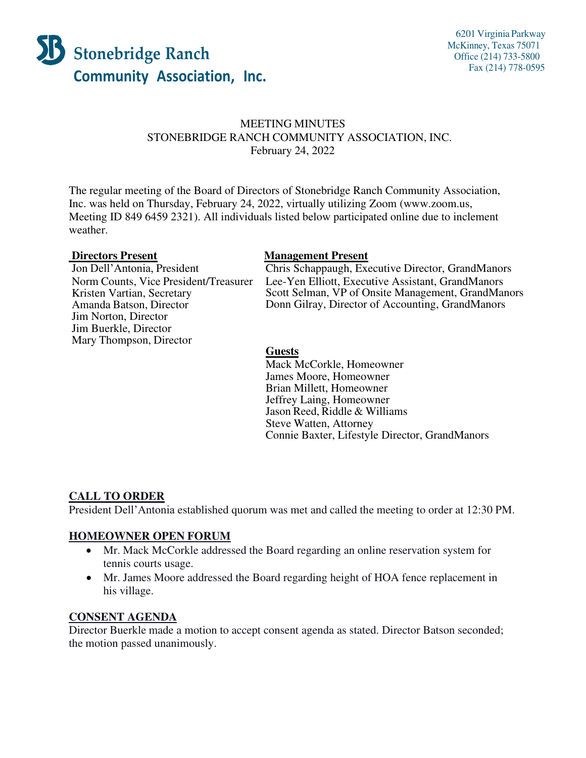**Stonebridge Ranch Community Association, Inc.**

6201 Virginia Parkway
McKinney, Texas 75071
Office (214) 733-5800
Fax (214) 778-0595

MEETING MINUTES
STONEBRIDGE RANCH COMMUNITY ASSOCIATION, INC.
February 24, 2022

The regular meeting of the Board of Directors of Stonebridge Ranch Community Association, Inc. was held on Thursday, February 24, 2022, virtually utilizing Zoom (www.zoom.us, Meeting ID 849 6459 2321). All individuals listed below participated online due to inclement weather.

**Directors Present**
Jon Dell'Antonia, President
Norm Counts, Vice President/Treasurer
Kristen Vartian, Secretary
Amanda Batson, Director
Jim Norton, Director
Jim Buerkle, Director
Mary Thompson, Director

**Management Present**
Chris Schappaugh, Executive Director, GrandManors
Lee-Yen Elliott, Executive Assistant, GrandManors
Scott Selman, VP of Onsite Management, GrandManors
Donn Gilray, Director of Accounting, GrandManors

**Guests**
Mack McCorkle, Homeowner
James Moore, Homeowner
Brian Millett, Homeowner
Jeffrey Laing, Homeowner
Jason Reed, Riddle & Williams
Steve Watten, Attorney
Connie Baxter, Lifestyle Director, GrandManors

## CALL TO ORDER

President Dell'Antonia established quorum was met and called the meeting to order at 12:30 PM.

## HOMEOWNER OPEN FORUM

- Mr. Mack McCorkle addressed the Board regarding an online reservation system for tennis courts usage.
- Mr. James Moore addressed the Board regarding height of HOA fence replacement in his village.

## CONSENT AGENDA

Director Buerkle made a motion to accept consent agenda as stated. Director Batson seconded; the motion passed unanimously.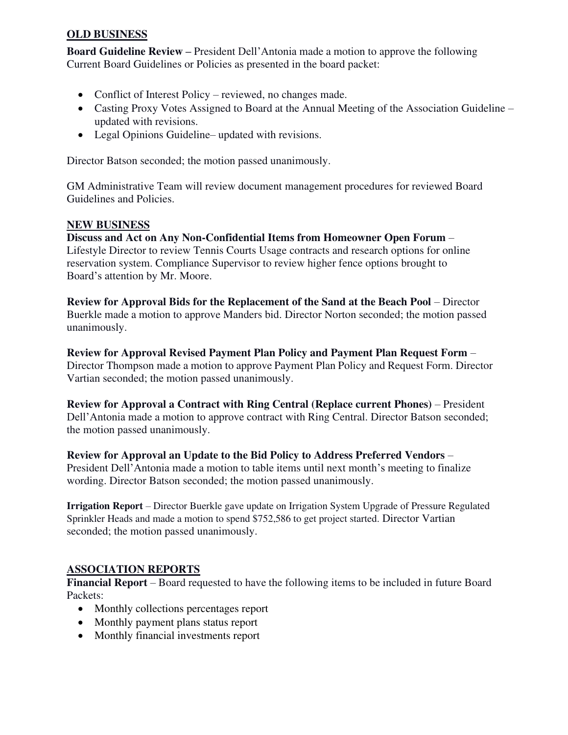## OLD BUSINESS

**Board Guideline Review –** President Dell'Antonia made a motion to approve the following Current Board Guidelines or Policies as presented in the board packet:

- Conflict of Interest Policy – reviewed, no changes made.
- Casting Proxy Votes Assigned to Board at the Annual Meeting of the Association Guideline – updated with revisions.
- Legal Opinions Guideline– updated with revisions.

Director Batson seconded; the motion passed unanimously.

GM Administrative Team will review document management procedures for reviewed Board Guidelines and Policies.

## NEW BUSINESS

**Discuss and Act on Any Non-Confidential Items from Homeowner Open Forum** – Lifestyle Director to review Tennis Courts Usage contracts and research options for online reservation system. Compliance Supervisor to review higher fence options brought to Board's attention by Mr. Moore.

**Review for Approval Bids for the Replacement of the Sand at the Beach Pool** – Director Buerkle made a motion to approve Manders bid. Director Norton seconded; the motion passed unanimously.

**Review for Approval Revised Payment Plan Policy and Payment Plan Request Form** – Director Thompson made a motion to approve Payment Plan Policy and Request Form. Director Vartian seconded; the motion passed unanimously.

**Review for Approval a Contract with Ring Central (Replace current Phones)** – President Dell'Antonia made a motion to approve contract with Ring Central. Director Batson seconded; the motion passed unanimously.

**Review for Approval an Update to the Bid Policy to Address Preferred Vendors** – President Dell'Antonia made a motion to table items until next month's meeting to finalize wording. Director Batson seconded; the motion passed unanimously.

**Irrigation Report** – Director Buerkle gave update on Irrigation System Upgrade of Pressure Regulated Sprinkler Heads and made a motion to spend $752,586 to get project started. Director Vartian seconded; the motion passed unanimously.

## ASSOCIATION REPORTS

**Financial Report** – Board requested to have the following items to be included in future Board Packets:

- Monthly collections percentages report
- Monthly payment plans status report
- Monthly financial investments report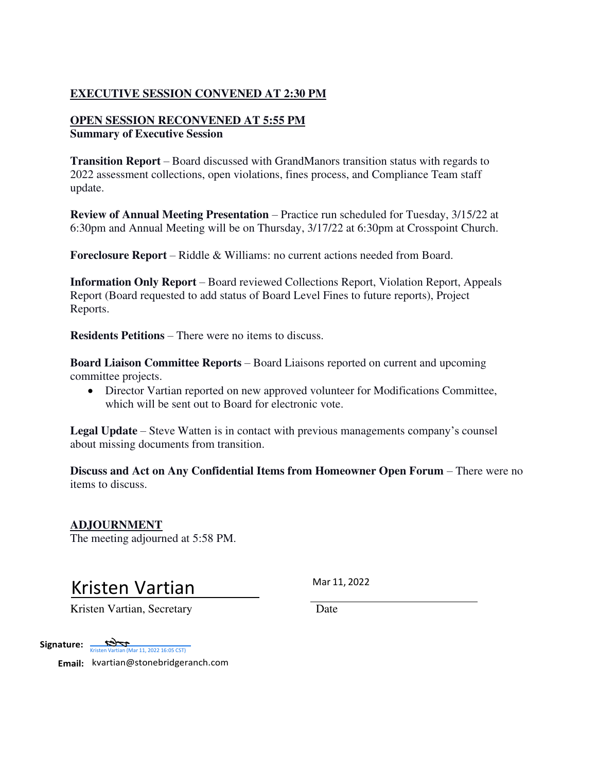**EXECUTIVE SESSION CONVENED AT 2:30 PM**

**OPEN SESSION RECONVENED AT 5:55 PM**
**Summary of Executive Session**

**Transition Report** – Board discussed with GrandManors transition status with regards to 2022 assessment collections, open violations, fines process, and Compliance Team staff update.

**Review of Annual Meeting Presentation** – Practice run scheduled for Tuesday, 3/15/22 at 6:30pm and Annual Meeting will be on Thursday, 3/17/22 at 6:30pm at Crosspoint Church.

**Foreclosure Report** – Riddle & Williams: no current actions needed from Board.

**Information Only Report** – Board reviewed Collections Report, Violation Report, Appeals Report (Board requested to add status of Board Level Fines to future reports), Project Reports.

**Residents Petitions** – There were no items to discuss.

**Board Liaison Committee Reports** – Board Liaisons reported on current and upcoming committee projects.

- Director Vartian reported on new approved volunteer for Modifications Committee, which will be sent out to Board for electronic vote.

**Legal Update** – Steve Watten is in contact with previous managements company's counsel about missing documents from transition.

**Discuss and Act on Any Confidential Items from Homeowner Open Forum** – There were no items to discuss.

**ADJOURNMENT**
The meeting adjourned at 5:58 PM.

Kristen Vartian
Kristen Vartian, Secretary

Mar 11, 2022
Date

**Signature:** Kristen Vartian (Mar 11, 2022 16:05 CST)
**Email:** kvartian@stonebridgeranch.com